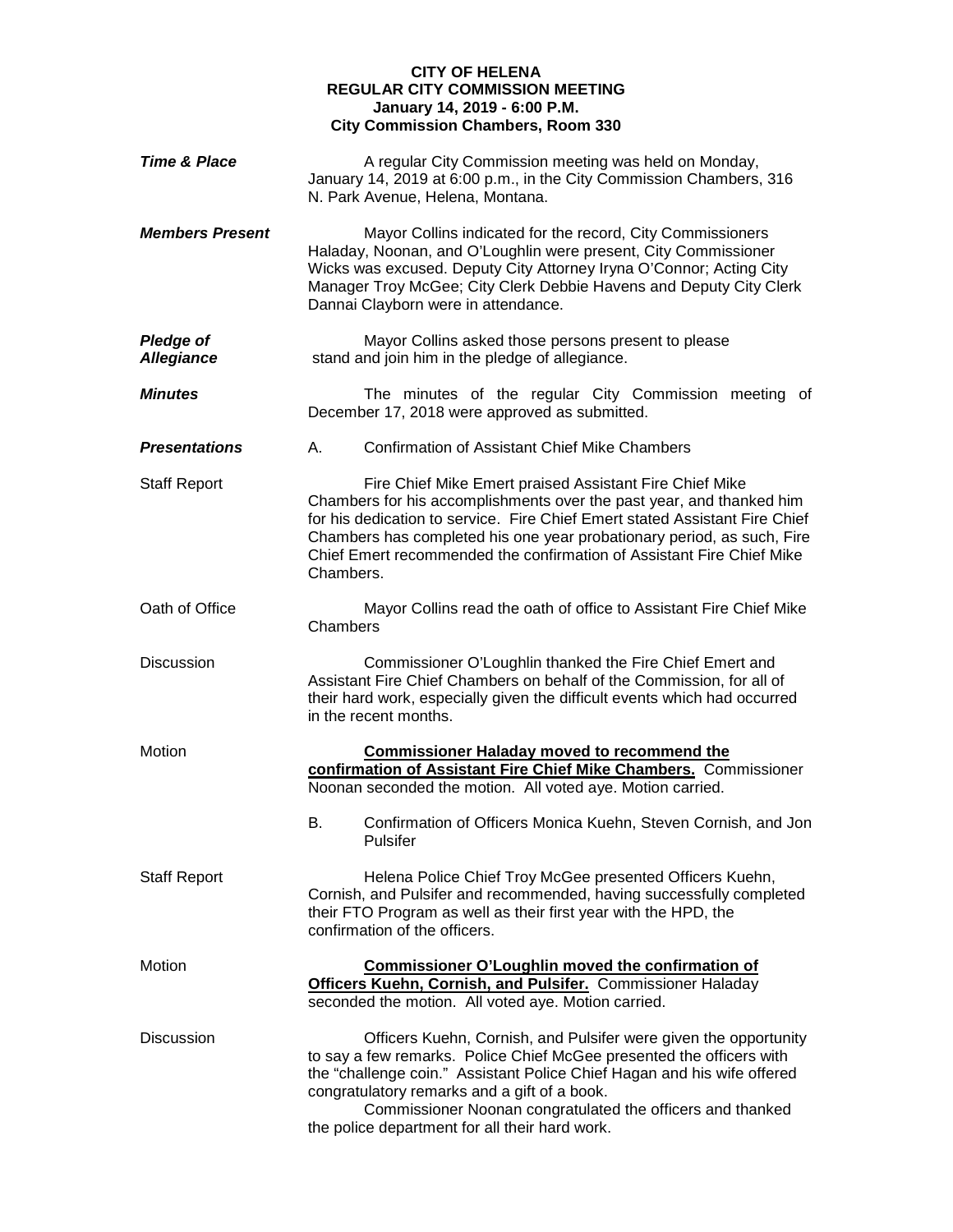**CITY OF HELENA**
**REGULAR CITY COMMISSION MEETING**
**January 14, 2019 - 6:00 P.M.**
**City Commission Chambers, Room 330**

***Time & Place*** A regular City Commission meeting was held on Monday, January 14, 2019 at 6:00 p.m., in the City Commission Chambers, 316 N. Park Avenue, Helena, Montana.

***Members Present*** Mayor Collins indicated for the record, City Commissioners Haladay, Noonan, and O'Loughlin were present, City Commissioner Wicks was excused. Deputy City Attorney Iryna O'Connor; Acting City Manager Troy McGee; City Clerk Debbie Havens and Deputy City Clerk Dannai Clayborn were in attendance.

***Pledge of Allegiance*** Mayor Collins asked those persons present to please stand and join him in the pledge of allegiance.

***Minutes*** The minutes of the regular City Commission meeting of December 17, 2018 were approved as submitted.

***Presentations*** A. Confirmation of Assistant Chief Mike Chambers

Staff Report Fire Chief Mike Emert praised Assistant Fire Chief Mike Chambers for his accomplishments over the past year, and thanked him for his dedication to service. Fire Chief Emert stated Assistant Fire Chief Chambers has completed his one year probationary period, as such, Fire Chief Emert recommended the confirmation of Assistant Fire Chief Mike Chambers.

Oath of Office Mayor Collins read the oath of office to Assistant Fire Chief Mike Chambers

Discussion Commissioner O'Loughlin thanked the Fire Chief Emert and Assistant Fire Chief Chambers on behalf of the Commission, for all of their hard work, especially given the difficult events which had occurred in the recent months.

Motion **Commissioner Haladay moved to recommend the confirmation of Assistant Fire Chief Mike Chambers.** Commissioner Noonan seconded the motion. All voted aye. Motion carried.

B. Confirmation of Officers Monica Kuehn, Steven Cornish, and Jon Pulsifer

Staff Report Helena Police Chief Troy McGee presented Officers Kuehn, Cornish, and Pulsifer and recommended, having successfully completed their FTO Program as well as their first year with the HPD, the confirmation of the officers.

Motion **Commissioner O'Loughlin moved the confirmation of Officers Kuehn, Cornish, and Pulsifer.** Commissioner Haladay seconded the motion. All voted aye. Motion carried.

Discussion Officers Kuehn, Cornish, and Pulsifer were given the opportunity to say a few remarks. Police Chief McGee presented the officers with the "challenge coin." Assistant Police Chief Hagan and his wife offered congratulatory remarks and a gift of a book.

Commissioner Noonan congratulated the officers and thanked the police department for all their hard work.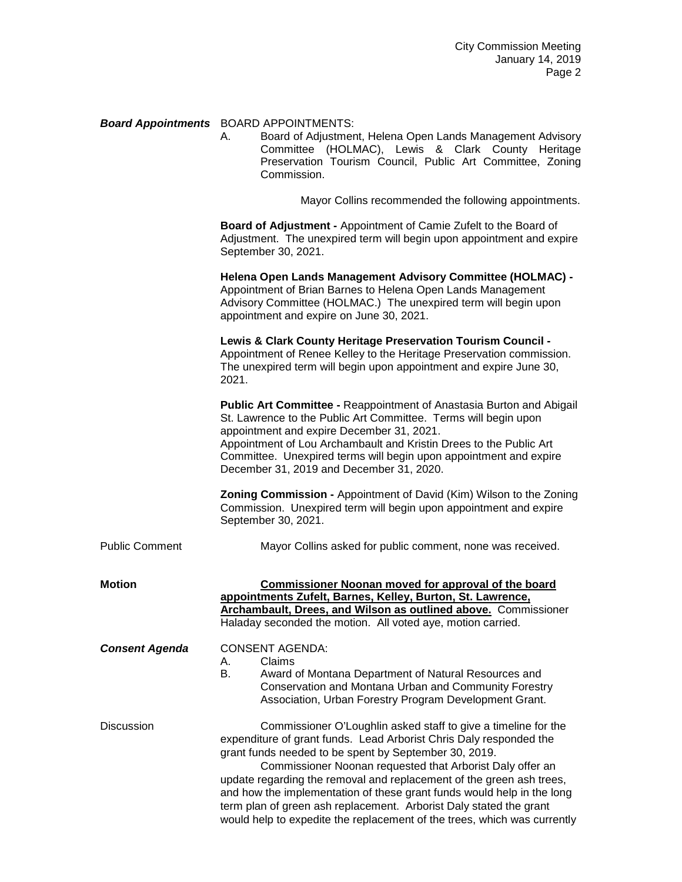***Board Appointments*** BOARD APPOINTMENTS:

A. Board of Adjustment, Helena Open Lands Management Advisory Committee (HOLMAC), Lewis & Clark County Heritage Preservation Tourism Council, Public Art Committee, Zoning Commission.

Mayor Collins recommended the following appointments.

**Board of Adjustment -** Appointment of Camie Zufelt to the Board of Adjustment. The unexpired term will begin upon appointment and expire September 30, 2021.

**Helena Open Lands Management Advisory Committee (HOLMAC) -** Appointment of Brian Barnes to Helena Open Lands Management Advisory Committee (HOLMAC.) The unexpired term will begin upon appointment and expire on June 30, 2021.

**Lewis & Clark County Heritage Preservation Tourism Council -** Appointment of Renee Kelley to the Heritage Preservation commission. The unexpired term will begin upon appointment and expire June 30, 2021.

**Public Art Committee -** Reappointment of Anastasia Burton and Abigail St. Lawrence to the Public Art Committee. Terms will begin upon appointment and expire December 31, 2021.
Appointment of Lou Archambault and Kristin Drees to the Public Art Committee. Unexpired terms will begin upon appointment and expire December 31, 2019 and December 31, 2020.

**Zoning Commission -** Appointment of David (Kim) Wilson to the Zoning Commission. Unexpired term will begin upon appointment and expire September 30, 2021.

Public Comment — Mayor Collins asked for public comment, none was received.

**Motion** — **Commissioner Noonan moved for approval of the board appointments Zufelt, Barnes, Kelley, Burton, St. Lawrence, Archambault, Drees, and Wilson as outlined above.** Commissioner Haladay seconded the motion. All voted aye, motion carried.

***Consent Agenda*** CONSENT AGENDA:

A. Claims
B. Award of Montana Department of Natural Resources and Conservation and Montana Urban and Community Forestry Association, Urban Forestry Program Development Grant.

Discussion — Commissioner O'Loughlin asked staff to give a timeline for the expenditure of grant funds. Lead Arborist Chris Daly responded the grant funds needed to be spent by September 30, 2019.

Commissioner Noonan requested that Arborist Daly offer an update regarding the removal and replacement of the green ash trees, and how the implementation of these grant funds would help in the long term plan of green ash replacement. Arborist Daly stated the grant would help to expedite the replacement of the trees, which was currently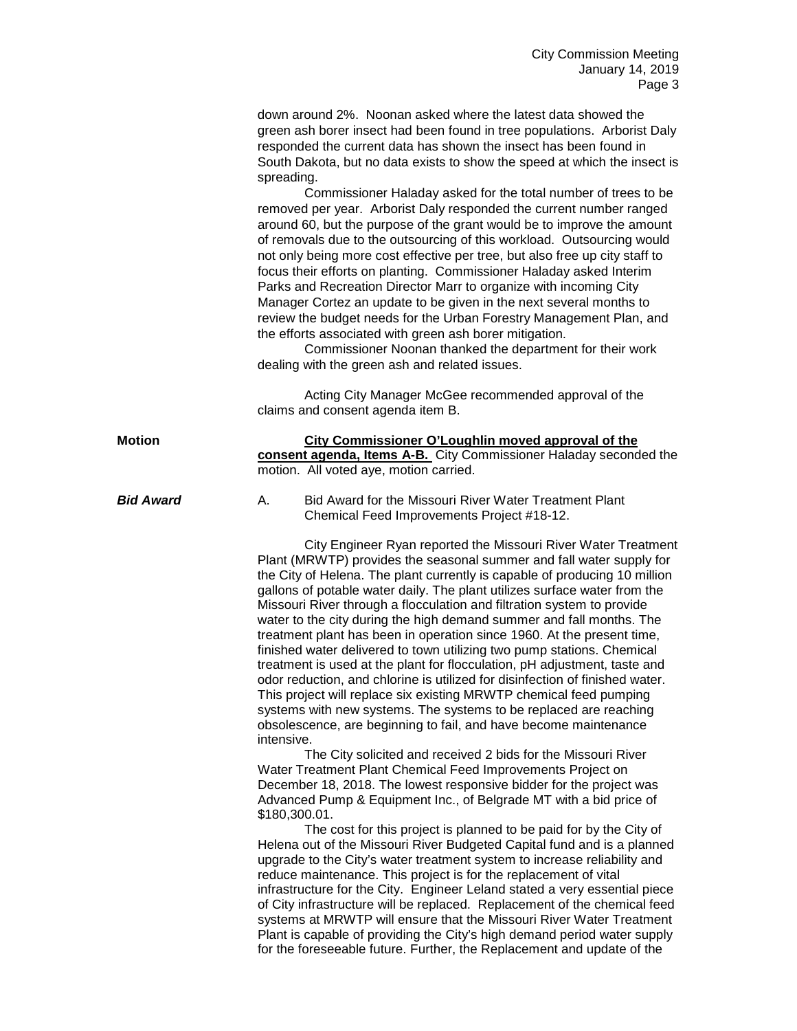down around 2%. Noonan asked where the latest data showed the green ash borer insect had been found in tree populations. Arborist Daly responded the current data has shown the insect has been found in South Dakota, but no data exists to show the speed at which the insect is spreading.

Commissioner Haladay asked for the total number of trees to be removed per year. Arborist Daly responded the current number ranged around 60, but the purpose of the grant would be to improve the amount of removals due to the outsourcing of this workload. Outsourcing would not only being more cost effective per tree, but also free up city staff to focus their efforts on planting. Commissioner Haladay asked Interim Parks and Recreation Director Marr to organize with incoming City Manager Cortez an update to be given in the next several months to review the budget needs for the Urban Forestry Management Plan, and the efforts associated with green ash borer mitigation.

Commissioner Noonan thanked the department for their work dealing with the green ash and related issues.

Acting City Manager McGee recommended approval of the claims and consent agenda item B.

**Motion**

**City Commissioner O'Loughlin moved approval of the consent agenda, Items A-B.** City Commissioner Haladay seconded the motion. All voted aye, motion carried.

***Bid Award***

A. Bid Award for the Missouri River Water Treatment Plant Chemical Feed Improvements Project #18-12.

City Engineer Ryan reported the Missouri River Water Treatment Plant (MRWTP) provides the seasonal summer and fall water supply for the City of Helena. The plant currently is capable of producing 10 million gallons of potable water daily. The plant utilizes surface water from the Missouri River through a flocculation and filtration system to provide water to the city during the high demand summer and fall months. The treatment plant has been in operation since 1960. At the present time, finished water delivered to town utilizing two pump stations. Chemical treatment is used at the plant for flocculation, pH adjustment, taste and odor reduction, and chlorine is utilized for disinfection of finished water. This project will replace six existing MRWTP chemical feed pumping systems with new systems. The systems to be replaced are reaching obsolescence, are beginning to fail, and have become maintenance intensive.

The City solicited and received 2 bids for the Missouri River Water Treatment Plant Chemical Feed Improvements Project on December 18, 2018. The lowest responsive bidder for the project was Advanced Pump & Equipment Inc., of Belgrade MT with a bid price of $180,300.01.

The cost for this project is planned to be paid for by the City of Helena out of the Missouri River Budgeted Capital fund and is a planned upgrade to the City's water treatment system to increase reliability and reduce maintenance. This project is for the replacement of vital infrastructure for the City. Engineer Leland stated a very essential piece of City infrastructure will be replaced. Replacement of the chemical feed systems at MRWTP will ensure that the Missouri River Water Treatment Plant is capable of providing the City's high demand period water supply for the foreseeable future. Further, the Replacement and update of the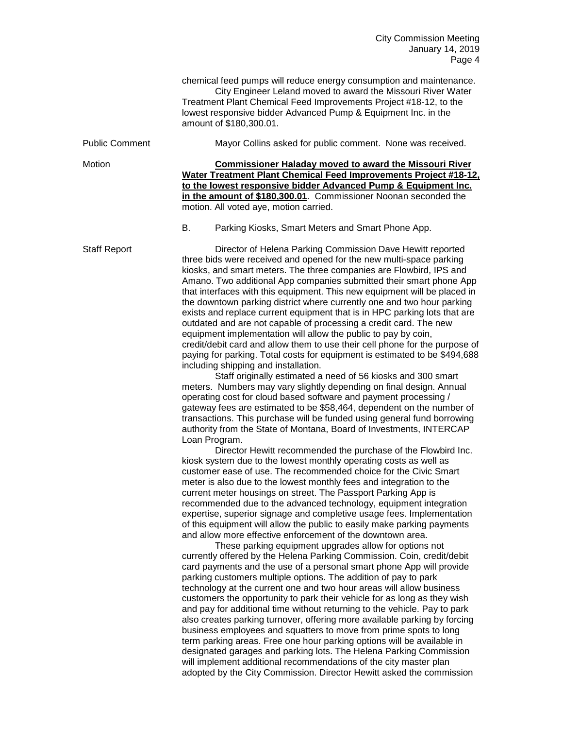chemical feed pumps will reduce energy consumption and maintenance.

City Engineer Leland moved to award the Missouri River Water Treatment Plant Chemical Feed Improvements Project #18-12, to the lowest responsive bidder Advanced Pump & Equipment Inc. in the amount of $180,300.01.

Public Comment

Mayor Collins asked for public comment. None was received.

Motion

**Commissioner Haladay moved to award the Missouri River Water Treatment Plant Chemical Feed Improvements Project #18-12, to the lowest responsive bidder Advanced Pump & Equipment Inc. in the amount of $180,300.01**. Commissioner Noonan seconded the motion. All voted aye, motion carried.

B. Parking Kiosks, Smart Meters and Smart Phone App.

Staff Report

Director of Helena Parking Commission Dave Hewitt reported three bids were received and opened for the new multi-space parking kiosks, and smart meters. The three companies are Flowbird, IPS and Amano. Two additional App companies submitted their smart phone App that interfaces with this equipment. This new equipment will be placed in the downtown parking district where currently one and two hour parking exists and replace current equipment that is in HPC parking lots that are outdated and are not capable of processing a credit card. The new equipment implementation will allow the public to pay by coin, credit/debit card and allow them to use their cell phone for the purpose of paying for parking. Total costs for equipment is estimated to be $494,688 including shipping and installation.

Staff originally estimated a need of 56 kiosks and 300 smart meters. Numbers may vary slightly depending on final design. Annual operating cost for cloud based software and payment processing / gateway fees are estimated to be $58,464, dependent on the number of transactions. This purchase will be funded using general fund borrowing authority from the State of Montana, Board of Investments, INTERCAP Loan Program.

Director Hewitt recommended the purchase of the Flowbird Inc. kiosk system due to the lowest monthly operating costs as well as customer ease of use. The recommended choice for the Civic Smart meter is also due to the lowest monthly fees and integration to the current meter housings on street. The Passport Parking App is recommended due to the advanced technology, equipment integration expertise, superior signage and completive usage fees. Implementation of this equipment will allow the public to easily make parking payments and allow more effective enforcement of the downtown area.

These parking equipment upgrades allow for options not currently offered by the Helena Parking Commission. Coin, credit/debit card payments and the use of a personal smart phone App will provide parking customers multiple options. The addition of pay to park technology at the current one and two hour areas will allow business customers the opportunity to park their vehicle for as long as they wish and pay for additional time without returning to the vehicle. Pay to park also creates parking turnover, offering more available parking by forcing business employees and squatters to move from prime spots to long term parking areas. Free one hour parking options will be available in designated garages and parking lots. The Helena Parking Commission will implement additional recommendations of the city master plan adopted by the City Commission. Director Hewitt asked the commission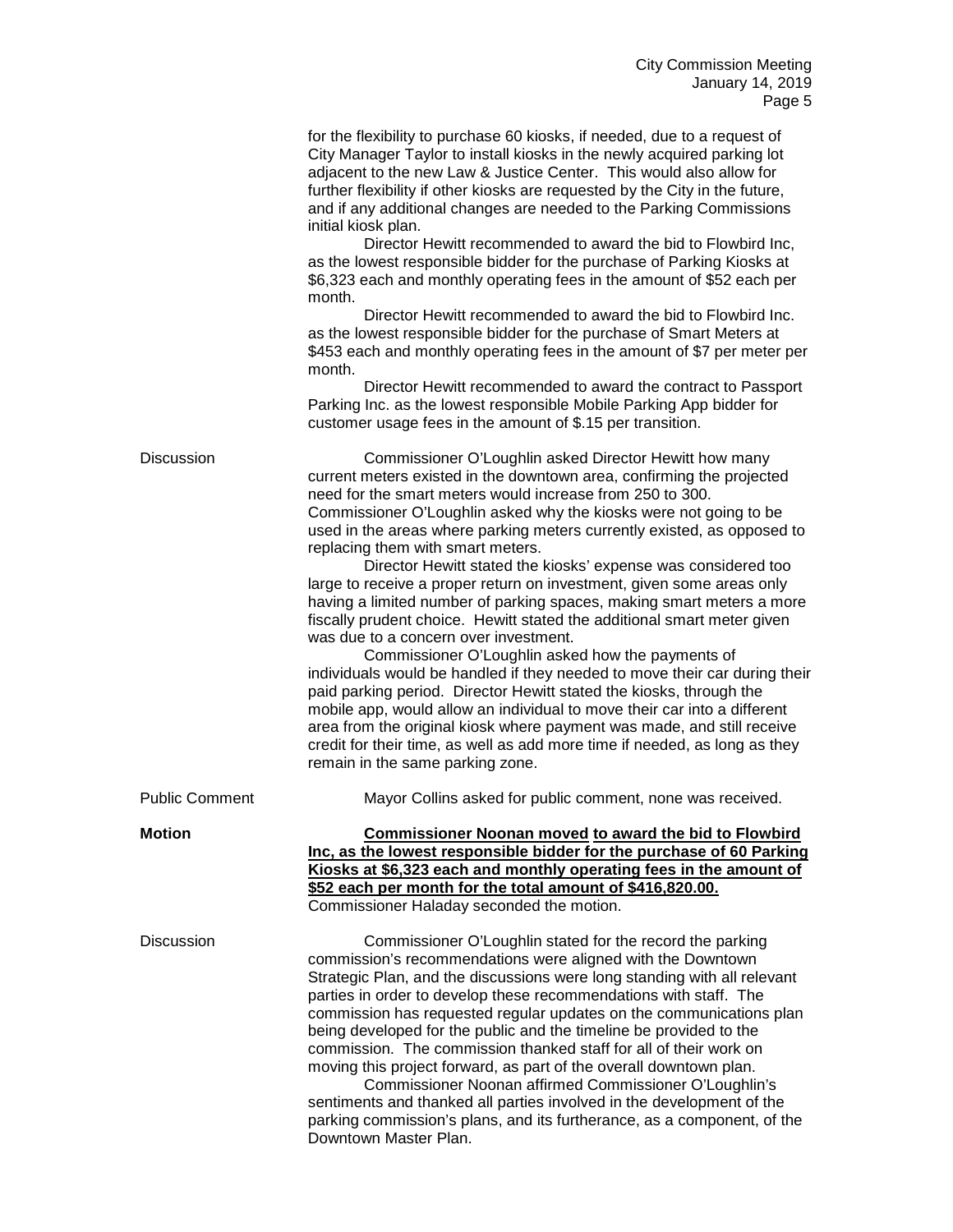for the flexibility to purchase 60 kiosks, if needed, due to a request of City Manager Taylor to install kiosks in the newly acquired parking lot adjacent to the new Law & Justice Center. This would also allow for further flexibility if other kiosks are requested by the City in the future, and if any additional changes are needed to the Parking Commissions initial kiosk plan.

Director Hewitt recommended to award the bid to Flowbird Inc, as the lowest responsible bidder for the purchase of Parking Kiosks at $6,323 each and monthly operating fees in the amount of $52 each per month.

Director Hewitt recommended to award the bid to Flowbird Inc. as the lowest responsible bidder for the purchase of Smart Meters at $453 each and monthly operating fees in the amount of $7 per meter per month.

Director Hewitt recommended to award the contract to Passport Parking Inc. as the lowest responsible Mobile Parking App bidder for customer usage fees in the amount of $.15 per transition.

Discussion

Commissioner O'Loughlin asked Director Hewitt how many current meters existed in the downtown area, confirming the projected need for the smart meters would increase from 250 to 300. Commissioner O'Loughlin asked why the kiosks were not going to be used in the areas where parking meters currently existed, as opposed to replacing them with smart meters.

Director Hewitt stated the kiosks' expense was considered too large to receive a proper return on investment, given some areas only having a limited number of parking spaces, making smart meters a more fiscally prudent choice. Hewitt stated the additional smart meter given was due to a concern over investment.

Commissioner O'Loughlin asked how the payments of individuals would be handled if they needed to move their car during their paid parking period. Director Hewitt stated the kiosks, through the mobile app, would allow an individual to move their car into a different area from the original kiosk where payment was made, and still receive credit for their time, as well as add more time if needed, as long as they remain in the same parking zone.

Public Comment

Mayor Collins asked for public comment, none was received.

**Motion**

**Commissioner Noonan moved to award the bid to Flowbird Inc, as the lowest responsible bidder for the purchase of 60 Parking Kiosks at $6,323 each and monthly operating fees in the amount of $52 each per month for the total amount of $416,820.00.** Commissioner Haladay seconded the motion.

Discussion

Commissioner O'Loughlin stated for the record the parking commission's recommendations were aligned with the Downtown Strategic Plan, and the discussions were long standing with all relevant parties in order to develop these recommendations with staff. The commission has requested regular updates on the communications plan being developed for the public and the timeline be provided to the commission. The commission thanked staff for all of their work on moving this project forward, as part of the overall downtown plan.

Commissioner Noonan affirmed Commissioner O'Loughlin's sentiments and thanked all parties involved in the development of the parking commission's plans, and its furtherance, as a component, of the Downtown Master Plan.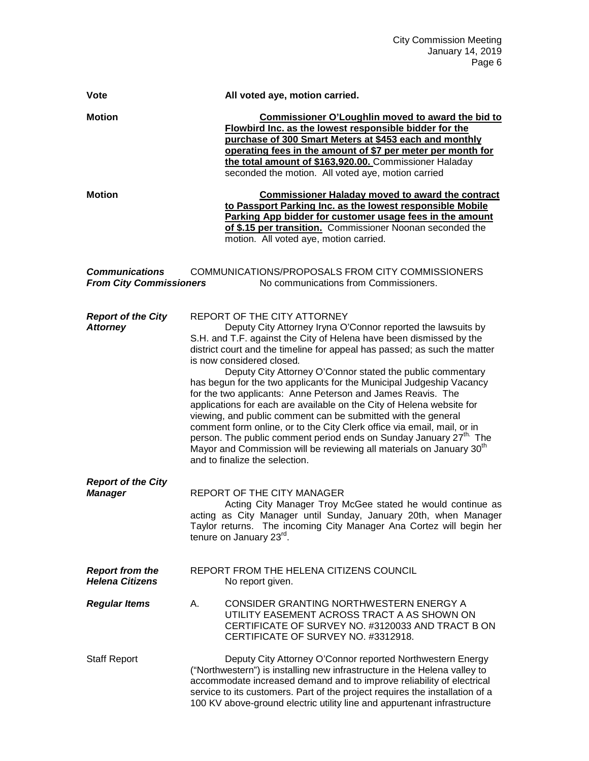**Vote** All voted aye, motion carried.

**Motion** **Commissioner O'Loughlin moved to award the bid to Flowbird Inc. as the lowest responsible bidder for the purchase of 300 Smart Meters at $453 each and monthly operating fees in the amount of $7 per meter per month for the total amount of $163,920.00.** Commissioner Haladay seconded the motion. All voted aye, motion carried

**Motion** **Commissioner Haladay moved to award the contract to Passport Parking Inc. as the lowest responsible Mobile Parking App bidder for customer usage fees in the amount of $.15 per transition.** Commissioner Noonan seconded the motion. All voted aye, motion carried.

***Communications From City Commissioners***

COMMUNICATIONS/PROPOSALS FROM CITY COMMISSIONERS

No communications from Commissioners.

***Report of the City Attorney***

REPORT OF THE CITY ATTORNEY

Deputy City Attorney Iryna O'Connor reported the lawsuits by S.H. and T.F. against the City of Helena have been dismissed by the district court and the timeline for appeal has passed; as such the matter is now considered closed.

Deputy City Attorney O'Connor stated the public commentary has begun for the two applicants for the Municipal Judgeship Vacancy for the two applicants: Anne Peterson and James Reavis. The applications for each are available on the City of Helena website for viewing, and public comment can be submitted with the general comment form online, or to the City Clerk office via email, mail, or in person. The public comment period ends on Sunday January 27th. The Mayor and Commission will be reviewing all materials on January 30th and to finalize the selection.

***Report of the City Manager***

REPORT OF THE CITY MANAGER

Acting City Manager Troy McGee stated he would continue as acting as City Manager until Sunday, January 20th, when Manager Taylor returns. The incoming City Manager Ana Cortez will begin her tenure on January 23rd.

***Report from the Helena Citizens***

REPORT FROM THE HELENA CITIZENS COUNCIL

No report given.

***Regular Items***

A. CONSIDER GRANTING NORTHWESTERN ENERGY A UTILITY EASEMENT ACROSS TRACT A AS SHOWN ON CERTIFICATE OF SURVEY NO. #3120033 AND TRACT B ON CERTIFICATE OF SURVEY NO. #3312918.

Staff Report

Deputy City Attorney O'Connor reported Northwestern Energy ("Northwestern") is installing new infrastructure in the Helena valley to accommodate increased demand and to improve reliability of electrical service to its customers. Part of the project requires the installation of a 100 KV above-ground electric utility line and appurtenant infrastructure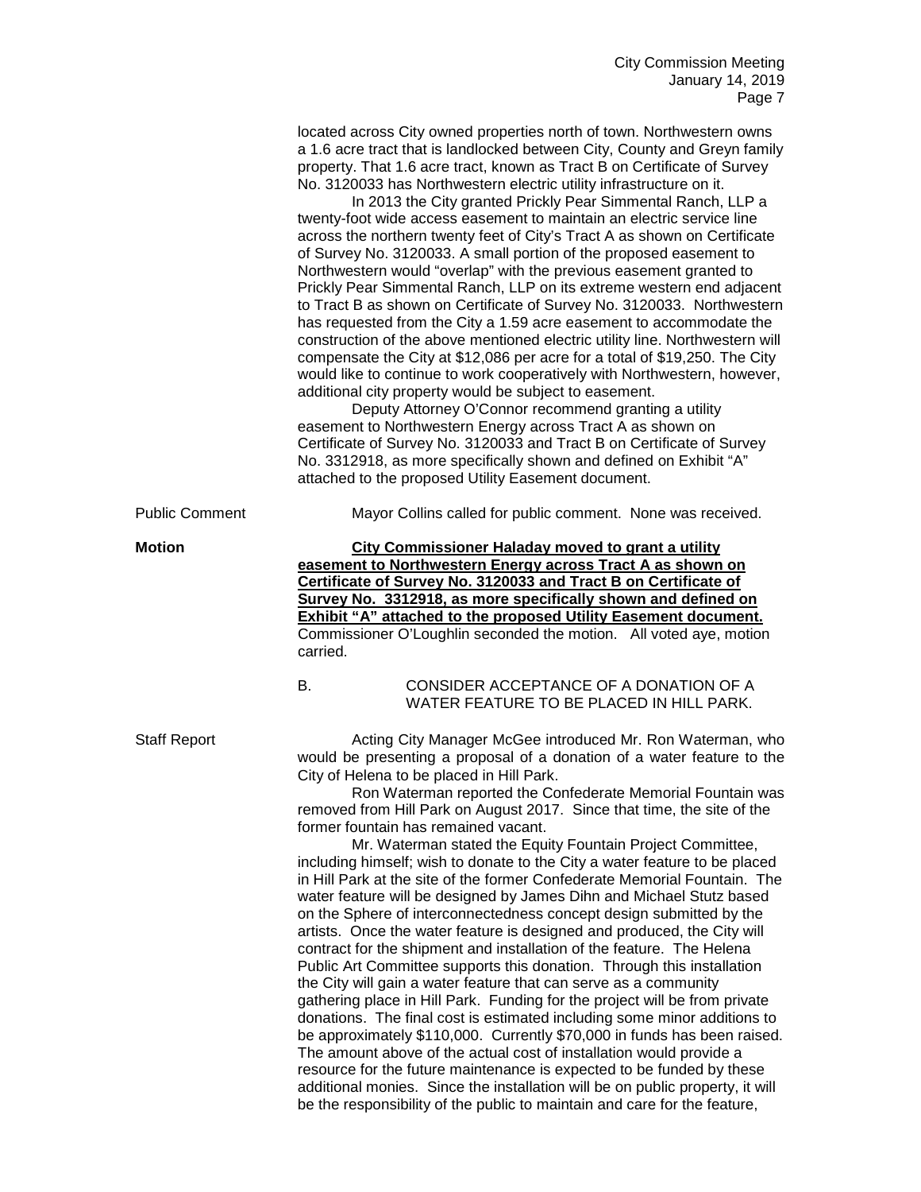located across City owned properties north of town. Northwestern owns a 1.6 acre tract that is landlocked between City, County and Greyn family property. That 1.6 acre tract, known as Tract B on Certificate of Survey No. 3120033 has Northwestern electric utility infrastructure on it.

In 2013 the City granted Prickly Pear Simmental Ranch, LLP a twenty-foot wide access easement to maintain an electric service line across the northern twenty feet of City's Tract A as shown on Certificate of Survey No. 3120033. A small portion of the proposed easement to Northwestern would "overlap" with the previous easement granted to Prickly Pear Simmental Ranch, LLP on its extreme western end adjacent to Tract B as shown on Certificate of Survey No. 3120033. Northwestern has requested from the City a 1.59 acre easement to accommodate the construction of the above mentioned electric utility line. Northwestern will compensate the City at $12,086 per acre for a total of $19,250. The City would like to continue to work cooperatively with Northwestern, however, additional city property would be subject to easement.

Deputy Attorney O'Connor recommend granting a utility easement to Northwestern Energy across Tract A as shown on Certificate of Survey No. 3120033 and Tract B on Certificate of Survey No. 3312918, as more specifically shown and defined on Exhibit "A" attached to the proposed Utility Easement document.

Public Comment

Mayor Collins called for public comment. None was received.

**Motion**

**City Commissioner Haladay moved to grant a utility easement to Northwestern Energy across Tract A as shown on Certificate of Survey No. 3120033 and Tract B on Certificate of Survey No. 3312918, as more specifically shown and defined on Exhibit "A" attached to the proposed Utility Easement document.** Commissioner O'Loughlin seconded the motion. All voted aye, motion carried.

B. CONSIDER ACCEPTANCE OF A DONATION OF A WATER FEATURE TO BE PLACED IN HILL PARK.

Staff Report

Acting City Manager McGee introduced Mr. Ron Waterman, who would be presenting a proposal of a donation of a water feature to the City of Helena to be placed in Hill Park.

Ron Waterman reported the Confederate Memorial Fountain was removed from Hill Park on August 2017. Since that time, the site of the former fountain has remained vacant.

Mr. Waterman stated the Equity Fountain Project Committee, including himself; wish to donate to the City a water feature to be placed in Hill Park at the site of the former Confederate Memorial Fountain. The water feature will be designed by James Dihn and Michael Stutz based on the Sphere of interconnectedness concept design submitted by the artists. Once the water feature is designed and produced, the City will contract for the shipment and installation of the feature. The Helena Public Art Committee supports this donation. Through this installation the City will gain a water feature that can serve as a community gathering place in Hill Park. Funding for the project will be from private donations. The final cost is estimated including some minor additions to be approximately $110,000. Currently $70,000 in funds has been raised. The amount above of the actual cost of installation would provide a resource for the future maintenance is expected to be funded by these additional monies. Since the installation will be on public property, it will be the responsibility of the public to maintain and care for the feature,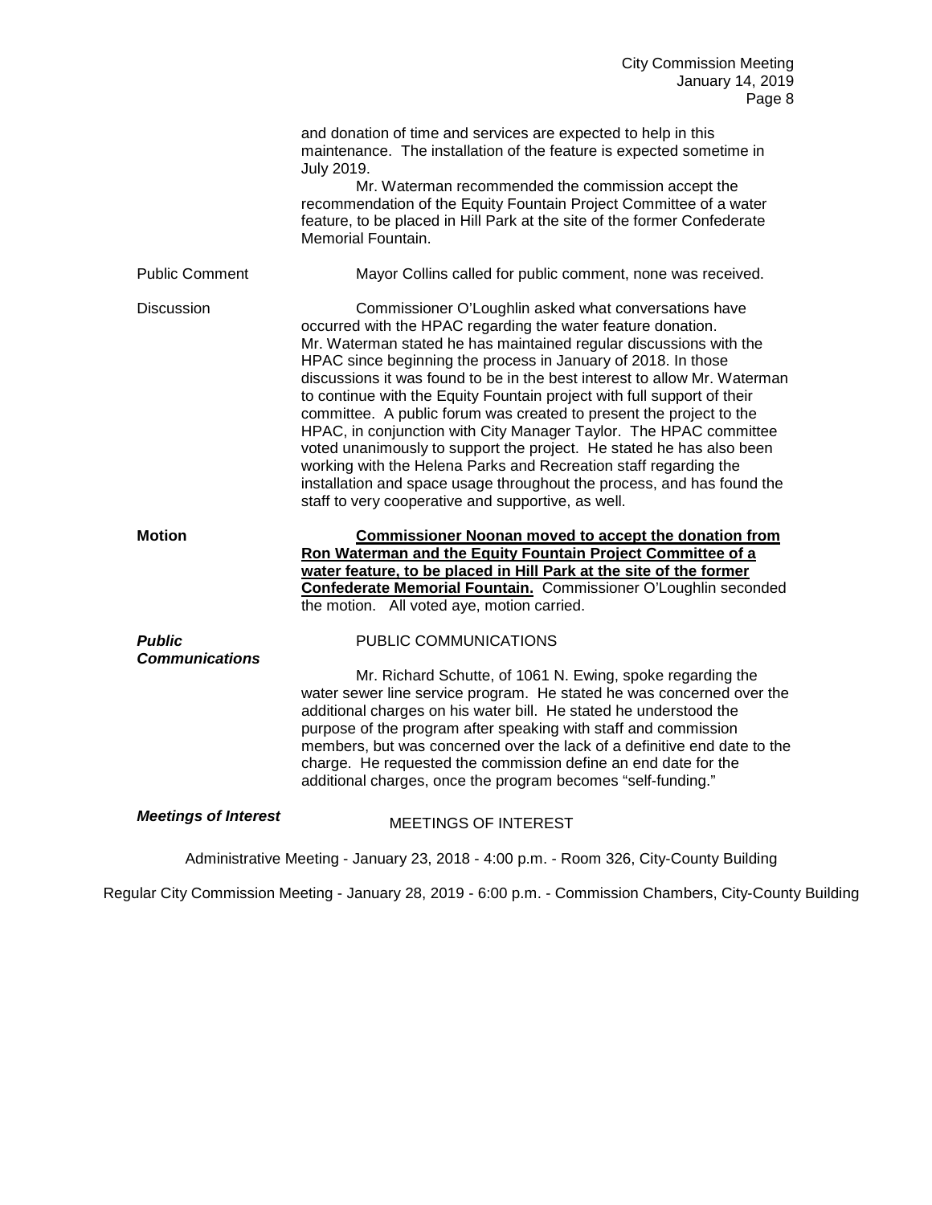and donation of time and services are expected to help in this maintenance. The installation of the feature is expected sometime in July 2019.

Mr. Waterman recommended the commission accept the recommendation of the Equity Fountain Project Committee of a water feature, to be placed in Hill Park at the site of the former Confederate Memorial Fountain.

Public Comment

Mayor Collins called for public comment, none was received.

Discussion

Commissioner O'Loughlin asked what conversations have occurred with the HPAC regarding the water feature donation. Mr. Waterman stated he has maintained regular discussions with the HPAC since beginning the process in January of 2018. In those discussions it was found to be in the best interest to allow Mr. Waterman to continue with the Equity Fountain project with full support of their committee. A public forum was created to present the project to the HPAC, in conjunction with City Manager Taylor. The HPAC committee voted unanimously to support the project. He stated he has also been working with the Helena Parks and Recreation staff regarding the installation and space usage throughout the process, and has found the staff to very cooperative and supportive, as well.

**Motion**

**Commissioner Noonan moved to accept the donation from Ron Waterman and the Equity Fountain Project Committee of a water feature, to be placed in Hill Park at the site of the former Confederate Memorial Fountain.** Commissioner O'Loughlin seconded the motion. All voted aye, motion carried.

***Public Communications***

PUBLIC COMMUNICATIONS

Mr. Richard Schutte, of 1061 N. Ewing, spoke regarding the water sewer line service program. He stated he was concerned over the additional charges on his water bill. He stated he understood the purpose of the program after speaking with staff and commission members, but was concerned over the lack of a definitive end date to the charge. He requested the commission define an end date for the additional charges, once the program becomes "self-funding."

***Meetings of Interest***

MEETINGS OF INTEREST

Administrative Meeting - January 23, 2018 - 4:00 p.m. - Room 326, City-County Building

Regular City Commission Meeting - January 28, 2019 - 6:00 p.m. - Commission Chambers, City-County Building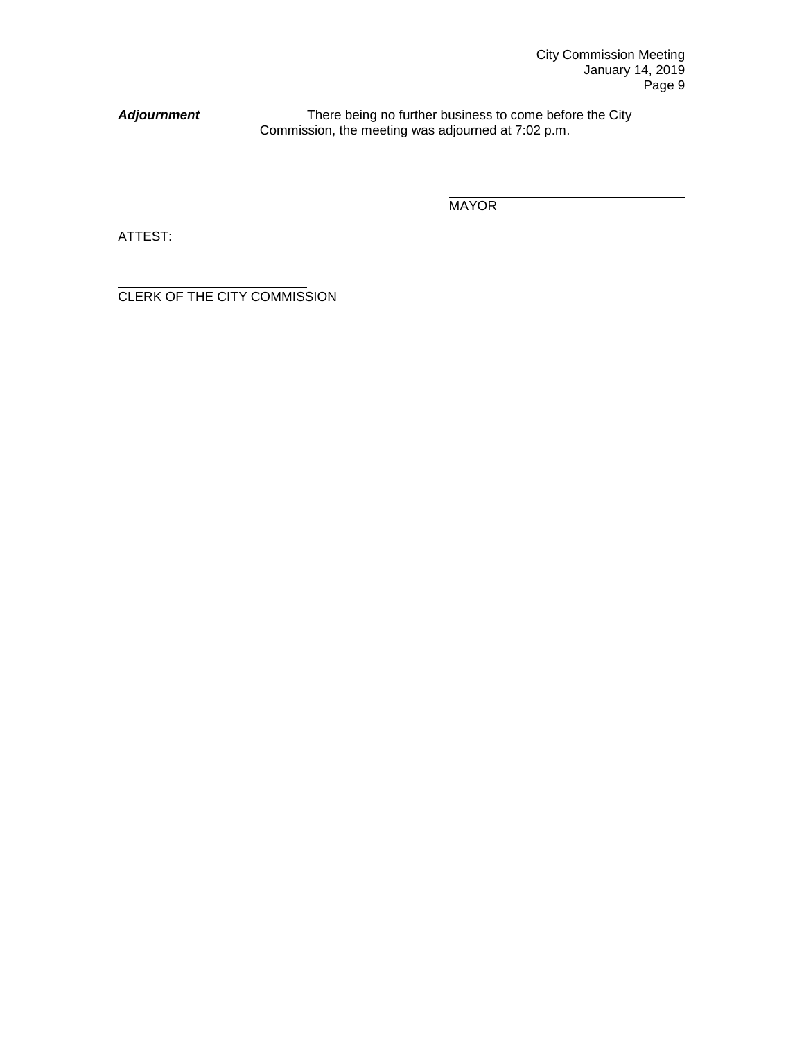***Adjournment*** There being no further business to come before the City Commission, the meeting was adjourned at 7:02 p.m.

\_\_\_\_\_\_\_\_\_\_\_\_\_\_\_\_\_\_\_\_\_\_\_\_\_\_\_\_\_\_

MAYOR

ATTEST:

\_\_\_\_\_\_\_\_\_\_\_\_\_\_\_\_\_\_\_\_\_\_\_\_\_\_\_\_\_\_

CLERK OF THE CITY COMMISSION